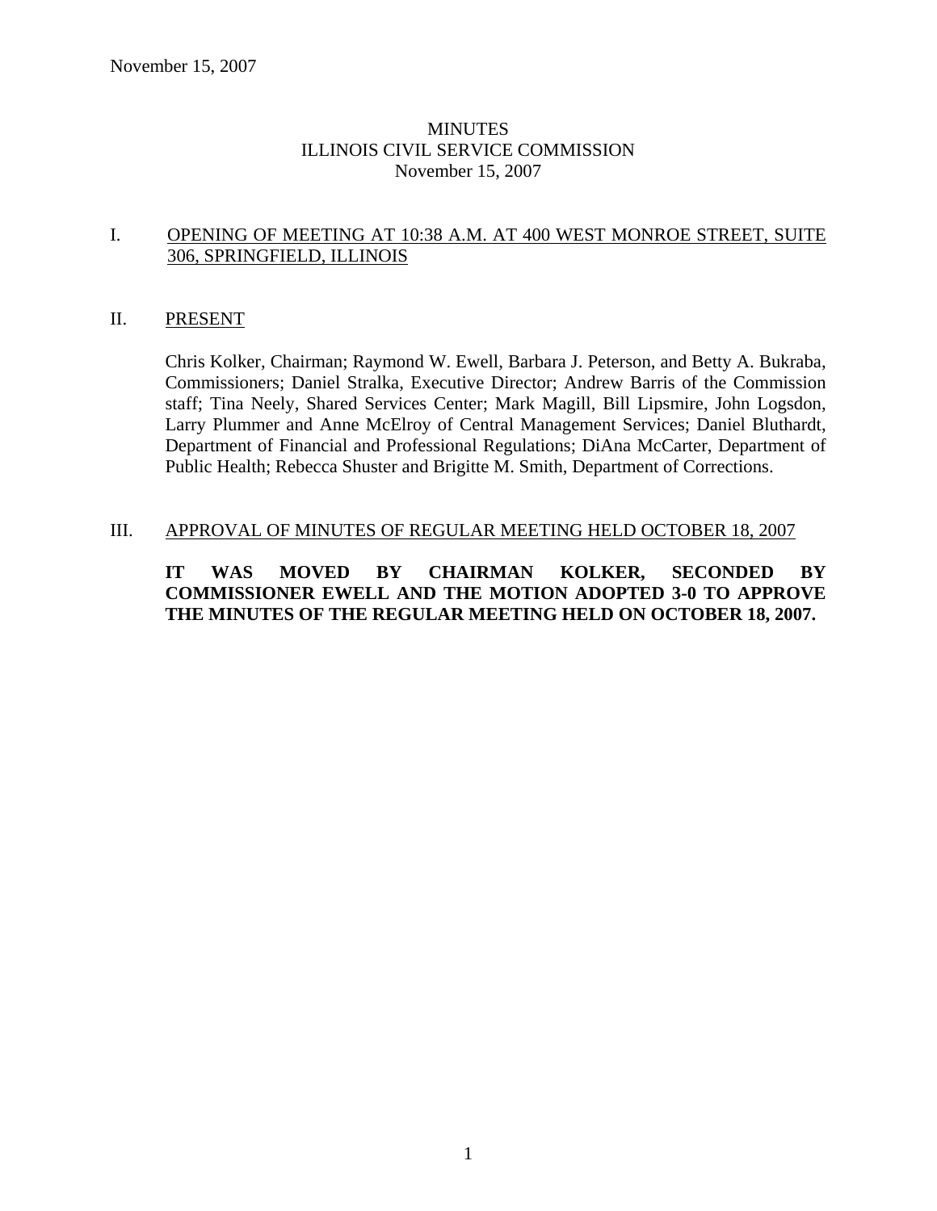November 15, 2007

# MINUTES
# ILLINOIS CIVIL SERVICE COMMISSION
# November 15, 2007

## I. OPENING OF MEETING AT 10:38 A.M. AT 400 WEST MONROE STREET, SUITE 306, SPRINGFIELD, ILLINOIS

## II. PRESENT

Chris Kolker, Chairman; Raymond W. Ewell, Barbara J. Peterson, and Betty A. Bukraba, Commissioners; Daniel Stralka, Executive Director; Andrew Barris of the Commission staff; Tina Neely, Shared Services Center; Mark Magill, Bill Lipsmire, John Logsdon, Larry Plummer and Anne McElroy of Central Management Services; Daniel Bluthardt, Department of Financial and Professional Regulations; DiAna McCarter, Department of Public Health; Rebecca Shuster and Brigitte M. Smith, Department of Corrections.

## III. APPROVAL OF MINUTES OF REGULAR MEETING HELD OCTOBER 18, 2007

**IT WAS MOVED BY CHAIRMAN KOLKER, SECONDED BY COMMISSIONER EWELL AND THE MOTION ADOPTED 3-0 TO APPROVE THE MINUTES OF THE REGULAR MEETING HELD ON OCTOBER 18, 2007.**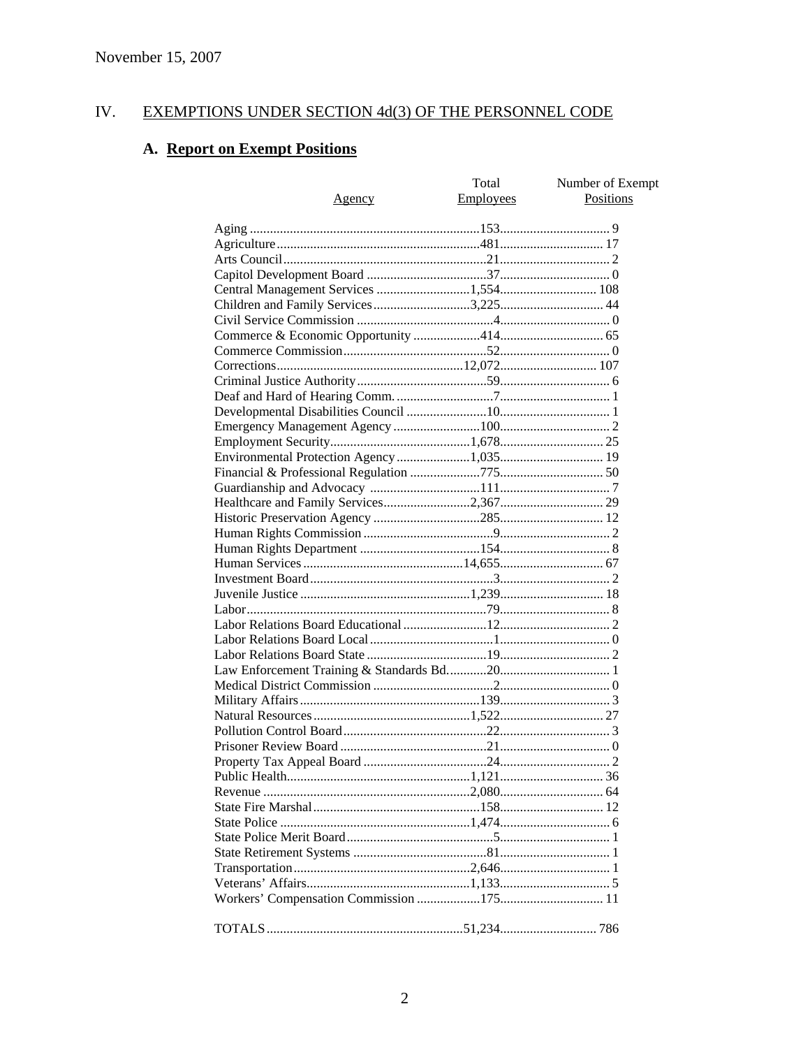November 15, 2007

## IV. EXEMPTIONS UNDER SECTION 4d(3) OF THE PERSONNEL CODE

### A. Report on Exempt Positions

| Agency | Total Employees | Number of Exempt Positions |
|---|---|---|
| Aging | 153 | 9 |
| Agriculture | 481 | 17 |
| Arts Council | 21 | 2 |
| Capitol Development Board | 37 | 0 |
| Central Management Services | 1,554 | 108 |
| Children and Family Services | 3,225 | 44 |
| Civil Service Commission | 4 | 0 |
| Commerce & Economic Opportunity | 414 | 65 |
| Commerce Commission | 52 | 0 |
| Corrections | 12,072 | 107 |
| Criminal Justice Authority | 59 | 6 |
| Deaf and Hard of Hearing Comm. | 7 | 1 |
| Developmental Disabilities Council | 10 | 1 |
| Emergency Management Agency | 100 | 2 |
| Employment Security | 1,678 | 25 |
| Environmental Protection Agency | 1,035 | 19 |
| Financial & Professional Regulation | 775 | 50 |
| Guardianship and Advocacy | 111 | 7 |
| Healthcare and Family Services | 2,367 | 29 |
| Historic Preservation Agency | 285 | 12 |
| Human Rights Commission | 9 | 2 |
| Human Rights Department | 154 | 8 |
| Human Services | 14,655 | 67 |
| Investment Board | 3 | 2 |
| Juvenile Justice | 1,239 | 18 |
| Labor | 79 | 8 |
| Labor Relations Board Educational | 12 | 2 |
| Labor Relations Board Local | 1 | 0 |
| Labor Relations Board State | 19 | 2 |
| Law Enforcement Training & Standards Bd. | 20 | 1 |
| Medical District Commission | 2 | 0 |
| Military Affairs | 139 | 3 |
| Natural Resources | 1,522 | 27 |
| Pollution Control Board | 22 | 3 |
| Prisoner Review Board | 21 | 0 |
| Property Tax Appeal Board | 24 | 2 |
| Public Health | 1,121 | 36 |
| Revenue | 2,080 | 64 |
| State Fire Marshal | 158 | 12 |
| State Police | 1,474 | 6 |
| State Police Merit Board | 5 | 1 |
| State Retirement Systems | 81 | 1 |
| Transportation | 2,646 | 1 |
| Veterans' Affairs | 1,133 | 5 |
| Workers' Compensation Commission | 175 | 11 |
| TOTALS | 51,234 | 786 |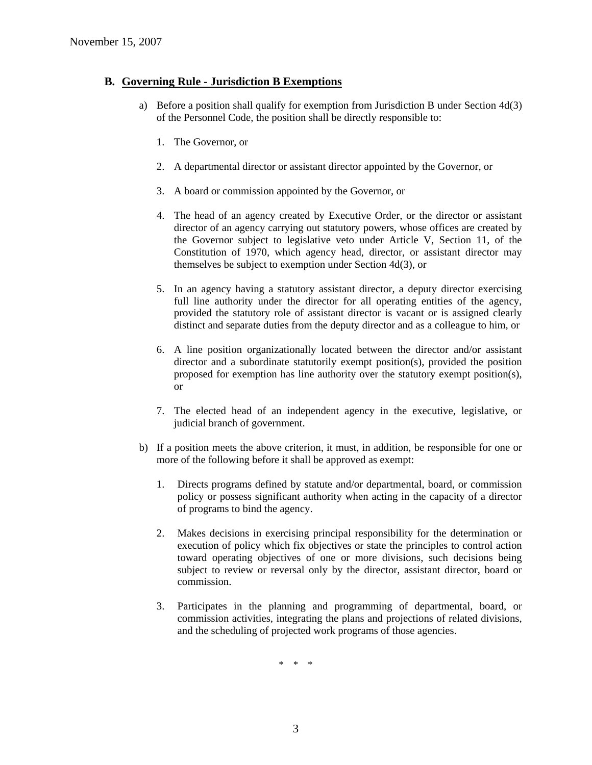### B. Governing Rule - Jurisdiction B Exemptions

a) Before a position shall qualify for exemption from Jurisdiction B under Section 4d(3) of the Personnel Code, the position shall be directly responsible to:

1. The Governor, or

2. A departmental director or assistant director appointed by the Governor, or

3. A board or commission appointed by the Governor, or

4. The head of an agency created by Executive Order, or the director or assistant director of an agency carrying out statutory powers, whose offices are created by the Governor subject to legislative veto under Article V, Section 11, of the Constitution of 1970, which agency head, director, or assistant director may themselves be subject to exemption under Section 4d(3), or

5. In an agency having a statutory assistant director, a deputy director exercising full line authority under the director for all operating entities of the agency, provided the statutory role of assistant director is vacant or is assigned clearly distinct and separate duties from the deputy director and as a colleague to him, or

6. A line position organizationally located between the director and/or assistant director and a subordinate statutorily exempt position(s), provided the position proposed for exemption has line authority over the statutory exempt position(s), or

7. The elected head of an independent agency in the executive, legislative, or judicial branch of government.

b) If a position meets the above criterion, it must, in addition, be responsible for one or more of the following before it shall be approved as exempt:

1. Directs programs defined by statute and/or departmental, board, or commission policy or possess significant authority when acting in the capacity of a director of programs to bind the agency.

2. Makes decisions in exercising principal responsibility for the determination or execution of policy which fix objectives or state the principles to control action toward operating objectives of one or more divisions, such decisions being subject to review or reversal only by the director, assistant director, board or commission.

3. Participates in the planning and programming of departmental, board, or commission activities, integrating the plans and projections of related divisions, and the scheduling of projected work programs of those agencies.

\* \* \*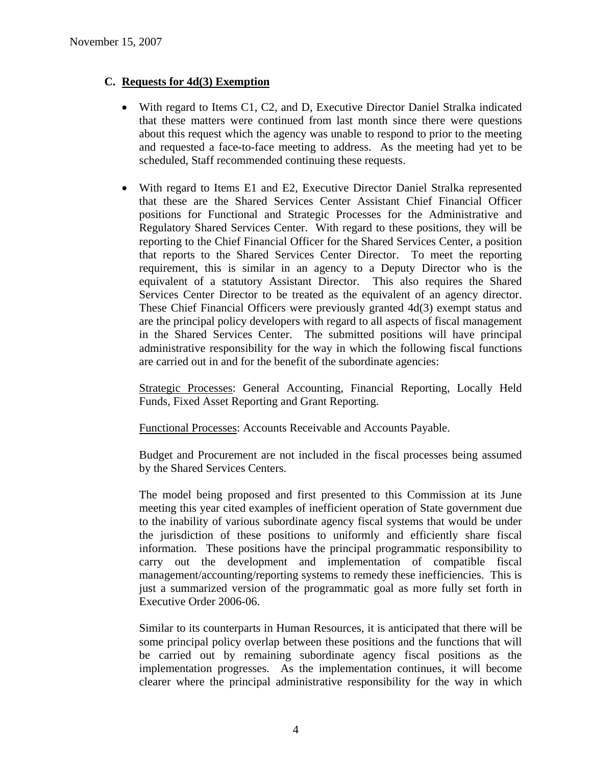## C. Requests for 4d(3) Exemption

- With regard to Items C1, C2, and D, Executive Director Daniel Stralka indicated that these matters were continued from last month since there were questions about this request which the agency was unable to respond to prior to the meeting and requested a face-to-face meeting to address. As the meeting had yet to be scheduled, Staff recommended continuing these requests.

- With regard to Items E1 and E2, Executive Director Daniel Stralka represented that these are the Shared Services Center Assistant Chief Financial Officer positions for Functional and Strategic Processes for the Administrative and Regulatory Shared Services Center. With regard to these positions, they will be reporting to the Chief Financial Officer for the Shared Services Center, a position that reports to the Shared Services Center Director. To meet the reporting requirement, this is similar in an agency to a Deputy Director who is the equivalent of a statutory Assistant Director. This also requires the Shared Services Center Director to be treated as the equivalent of an agency director. These Chief Financial Officers were previously granted 4d(3) exempt status and are the principal policy developers with regard to all aspects of fiscal management in the Shared Services Center. The submitted positions will have principal administrative responsibility for the way in which the following fiscal functions are carried out in and for the benefit of the subordinate agencies:

  Strategic Processes: General Accounting, Financial Reporting, Locally Held Funds, Fixed Asset Reporting and Grant Reporting.

  Functional Processes: Accounts Receivable and Accounts Payable.

  Budget and Procurement are not included in the fiscal processes being assumed by the Shared Services Centers.

  The model being proposed and first presented to this Commission at its June meeting this year cited examples of inefficient operation of State government due to the inability of various subordinate agency fiscal systems that would be under the jurisdiction of these positions to uniformly and efficiently share fiscal information. These positions have the principal programmatic responsibility to carry out the development and implementation of compatible fiscal management/accounting/reporting systems to remedy these inefficiencies. This is just a summarized version of the programmatic goal as more fully set forth in Executive Order 2006-06.

  Similar to its counterparts in Human Resources, it is anticipated that there will be some principal policy overlap between these positions and the functions that will be carried out by remaining subordinate agency fiscal positions as the implementation progresses. As the implementation continues, it will become clearer where the principal administrative responsibility for the way in which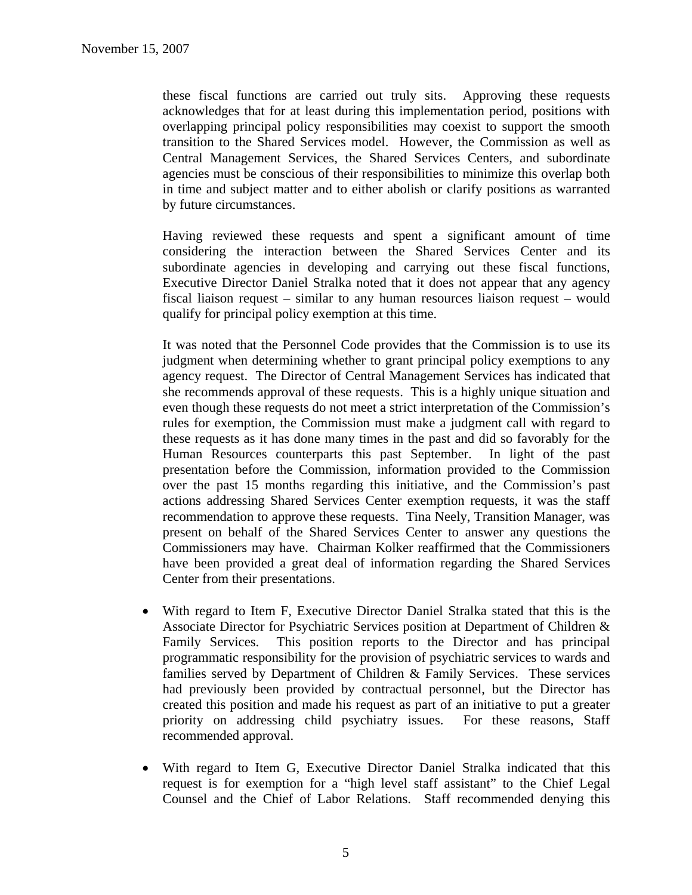these fiscal functions are carried out truly sits. Approving these requests acknowledges that for at least during this implementation period, positions with overlapping principal policy responsibilities may coexist to support the smooth transition to the Shared Services model. However, the Commission as well as Central Management Services, the Shared Services Centers, and subordinate agencies must be conscious of their responsibilities to minimize this overlap both in time and subject matter and to either abolish or clarify positions as warranted by future circumstances.

Having reviewed these requests and spent a significant amount of time considering the interaction between the Shared Services Center and its subordinate agencies in developing and carrying out these fiscal functions, Executive Director Daniel Stralka noted that it does not appear that any agency fiscal liaison request – similar to any human resources liaison request – would qualify for principal policy exemption at this time.

It was noted that the Personnel Code provides that the Commission is to use its judgment when determining whether to grant principal policy exemptions to any agency request. The Director of Central Management Services has indicated that she recommends approval of these requests. This is a highly unique situation and even though these requests do not meet a strict interpretation of the Commission's rules for exemption, the Commission must make a judgment call with regard to these requests as it has done many times in the past and did so favorably for the Human Resources counterparts this past September. In light of the past presentation before the Commission, information provided to the Commission over the past 15 months regarding this initiative, and the Commission's past actions addressing Shared Services Center exemption requests, it was the staff recommendation to approve these requests. Tina Neely, Transition Manager, was present on behalf of the Shared Services Center to answer any questions the Commissioners may have. Chairman Kolker reaffirmed that the Commissioners have been provided a great deal of information regarding the Shared Services Center from their presentations.

- With regard to Item F, Executive Director Daniel Stralka stated that this is the Associate Director for Psychiatric Services position at Department of Children & Family Services. This position reports to the Director and has principal programmatic responsibility for the provision of psychiatric services to wards and families served by Department of Children & Family Services. These services had previously been provided by contractual personnel, but the Director has created this position and made his request as part of an initiative to put a greater priority on addressing child psychiatry issues. For these reasons, Staff recommended approval.

- With regard to Item G, Executive Director Daniel Stralka indicated that this request is for exemption for a "high level staff assistant" to the Chief Legal Counsel and the Chief of Labor Relations. Staff recommended denying this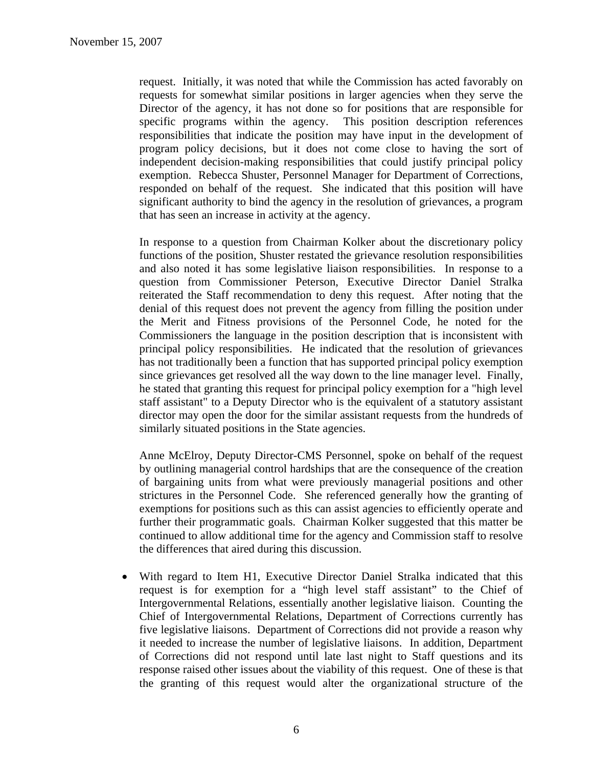request. Initially, it was noted that while the Commission has acted favorably on requests for somewhat similar positions in larger agencies when they serve the Director of the agency, it has not done so for positions that are responsible for specific programs within the agency. This position description references responsibilities that indicate the position may have input in the development of program policy decisions, but it does not come close to having the sort of independent decision-making responsibilities that could justify principal policy exemption. Rebecca Shuster, Personnel Manager for Department of Corrections, responded on behalf of the request. She indicated that this position will have significant authority to bind the agency in the resolution of grievances, a program that has seen an increase in activity at the agency.

In response to a question from Chairman Kolker about the discretionary policy functions of the position, Shuster restated the grievance resolution responsibilities and also noted it has some legislative liaison responsibilities. In response to a question from Commissioner Peterson, Executive Director Daniel Stralka reiterated the Staff recommendation to deny this request. After noting that the denial of this request does not prevent the agency from filling the position under the Merit and Fitness provisions of the Personnel Code, he noted for the Commissioners the language in the position description that is inconsistent with principal policy responsibilities. He indicated that the resolution of grievances has not traditionally been a function that has supported principal policy exemption since grievances get resolved all the way down to the line manager level. Finally, he stated that granting this request for principal policy exemption for a "high level staff assistant" to a Deputy Director who is the equivalent of a statutory assistant director may open the door for the similar assistant requests from the hundreds of similarly situated positions in the State agencies.

Anne McElroy, Deputy Director-CMS Personnel, spoke on behalf of the request by outlining managerial control hardships that are the consequence of the creation of bargaining units from what were previously managerial positions and other strictures in the Personnel Code. She referenced generally how the granting of exemptions for positions such as this can assist agencies to efficiently operate and further their programmatic goals. Chairman Kolker suggested that this matter be continued to allow additional time for the agency and Commission staff to resolve the differences that aired during this discussion.

- With regard to Item H1, Executive Director Daniel Stralka indicated that this request is for exemption for a "high level staff assistant" to the Chief of Intergovernmental Relations, essentially another legislative liaison. Counting the Chief of Intergovernmental Relations, Department of Corrections currently has five legislative liaisons. Department of Corrections did not provide a reason why it needed to increase the number of legislative liaisons. In addition, Department of Corrections did not respond until late last night to Staff questions and its response raised other issues about the viability of this request. One of these is that the granting of this request would alter the organizational structure of the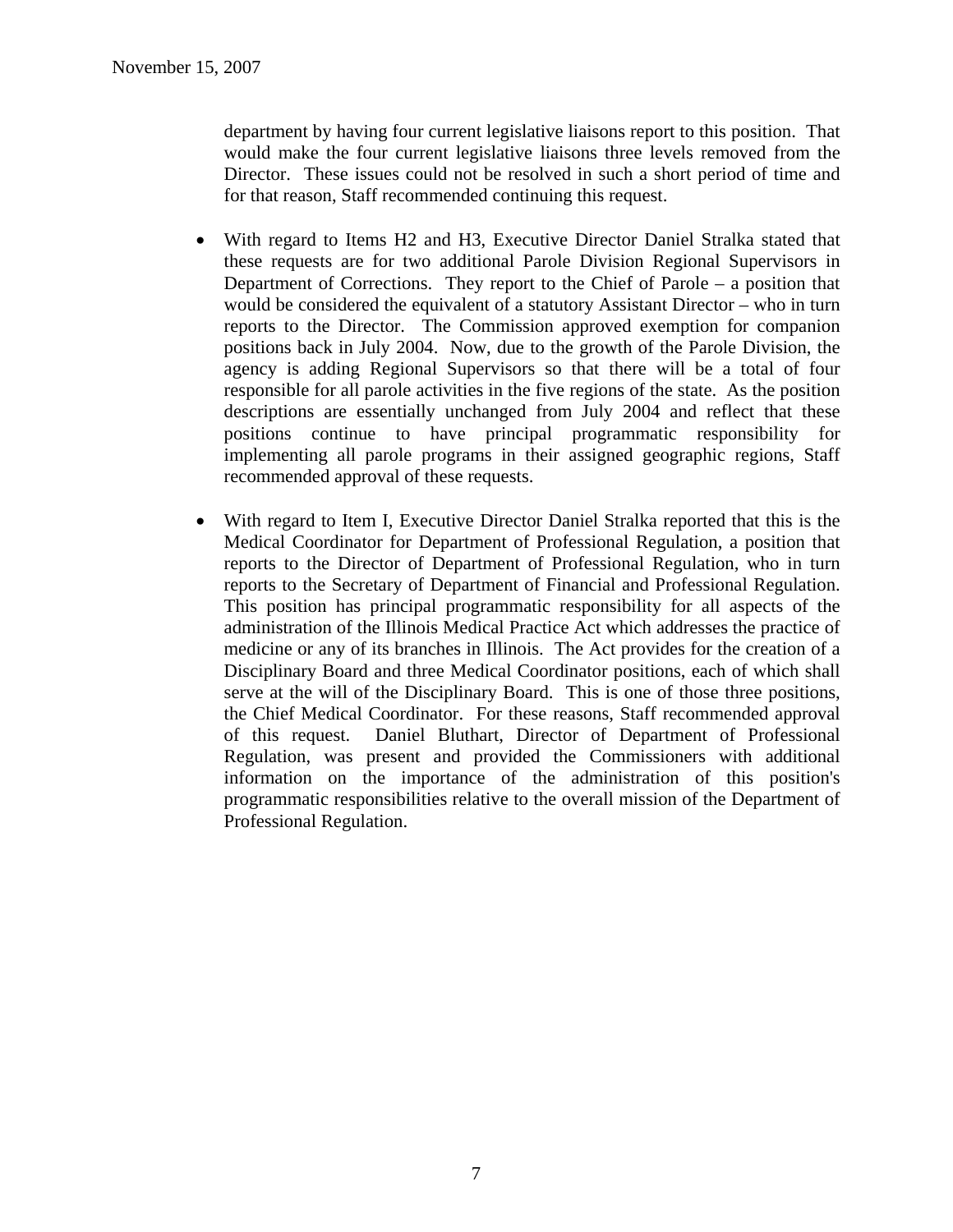department by having four current legislative liaisons report to this position. That would make the four current legislative liaisons three levels removed from the Director. These issues could not be resolved in such a short period of time and for that reason, Staff recommended continuing this request.

- With regard to Items H2 and H3, Executive Director Daniel Stralka stated that these requests are for two additional Parole Division Regional Supervisors in Department of Corrections. They report to the Chief of Parole – a position that would be considered the equivalent of a statutory Assistant Director – who in turn reports to the Director. The Commission approved exemption for companion positions back in July 2004. Now, due to the growth of the Parole Division, the agency is adding Regional Supervisors so that there will be a total of four responsible for all parole activities in the five regions of the state. As the position descriptions are essentially unchanged from July 2004 and reflect that these positions continue to have principal programmatic responsibility for implementing all parole programs in their assigned geographic regions, Staff recommended approval of these requests.

- With regard to Item I, Executive Director Daniel Stralka reported that this is the Medical Coordinator for Department of Professional Regulation, a position that reports to the Director of Department of Professional Regulation, who in turn reports to the Secretary of Department of Financial and Professional Regulation. This position has principal programmatic responsibility for all aspects of the administration of the Illinois Medical Practice Act which addresses the practice of medicine or any of its branches in Illinois. The Act provides for the creation of a Disciplinary Board and three Medical Coordinator positions, each of which shall serve at the will of the Disciplinary Board. This is one of those three positions, the Chief Medical Coordinator. For these reasons, Staff recommended approval of this request. Daniel Bluthart, Director of Department of Professional Regulation, was present and provided the Commissioners with additional information on the importance of the administration of this position's programmatic responsibilities relative to the overall mission of the Department of Professional Regulation.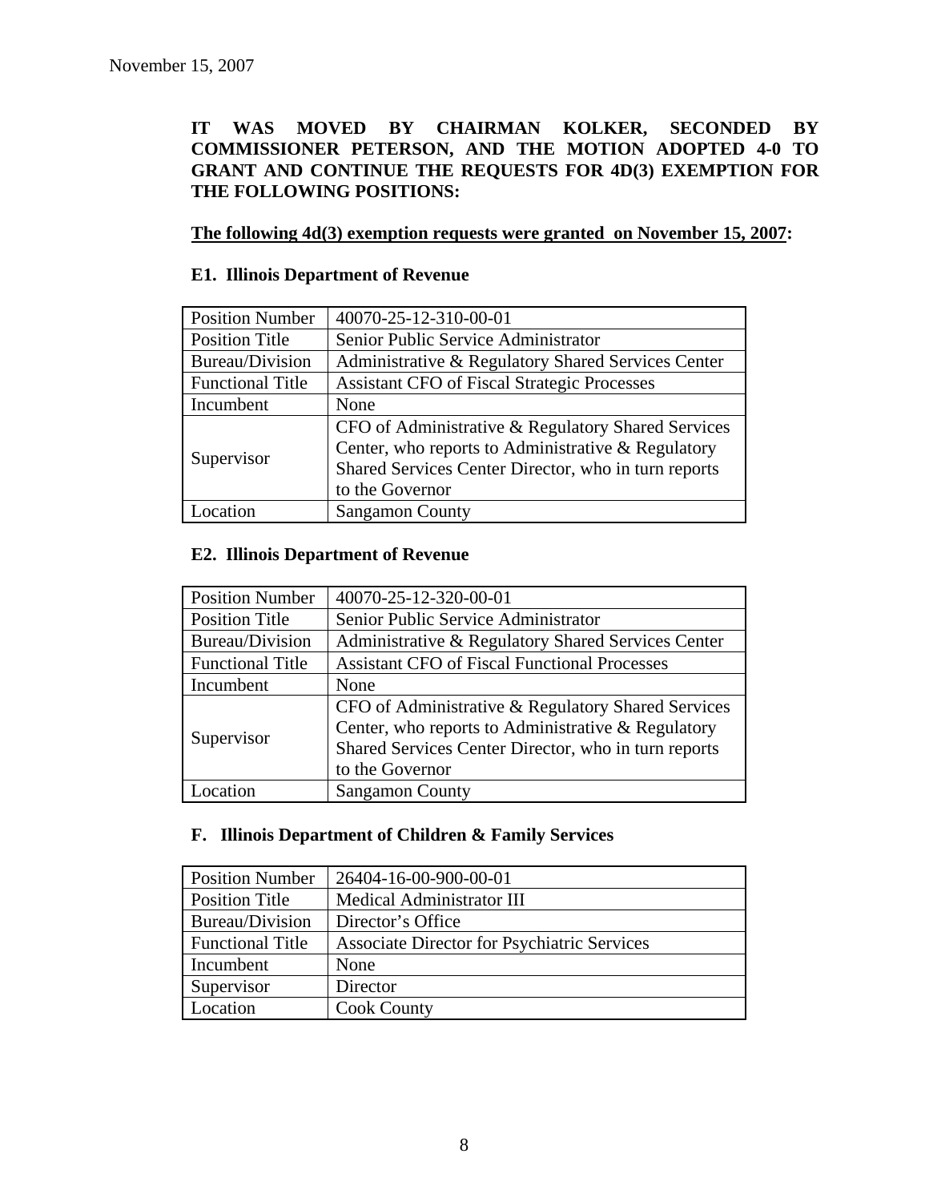November 15, 2007

**IT WAS MOVED BY CHAIRMAN KOLKER, SECONDED BY COMMISSIONER PETERSON, AND THE MOTION ADOPTED 4-0 TO GRANT AND CONTINUE THE REQUESTS FOR 4D(3) EXEMPTION FOR THE FOLLOWING POSITIONS:**

**The following 4d(3) exemption requests were granted on November 15, 2007:**

### E1. Illinois Department of Revenue

| Position Number | 40070-25-12-310-00-01 |
|---|---|
| Position Title | Senior Public Service Administrator |
| Bureau/Division | Administrative & Regulatory Shared Services Center |
| Functional Title | Assistant CFO of Fiscal Strategic Processes |
| Incumbent | None |
| Supervisor | CFO of Administrative & Regulatory Shared Services Center, who reports to Administrative & Regulatory Shared Services Center Director, who in turn reports to the Governor |
| Location | Sangamon County |

### E2. Illinois Department of Revenue

| Position Number | 40070-25-12-320-00-01 |
|---|---|
| Position Title | Senior Public Service Administrator |
| Bureau/Division | Administrative & Regulatory Shared Services Center |
| Functional Title | Assistant CFO of Fiscal Functional Processes |
| Incumbent | None |
| Supervisor | CFO of Administrative & Regulatory Shared Services Center, who reports to Administrative & Regulatory Shared Services Center Director, who in turn reports to the Governor |
| Location | Sangamon County |

### F. Illinois Department of Children & Family Services

| Position Number | 26404-16-00-900-00-01 |
|---|---|
| Position Title | Medical Administrator III |
| Bureau/Division | Director's Office |
| Functional Title | Associate Director for Psychiatric Services |
| Incumbent | None |
| Supervisor | Director |
| Location | Cook County |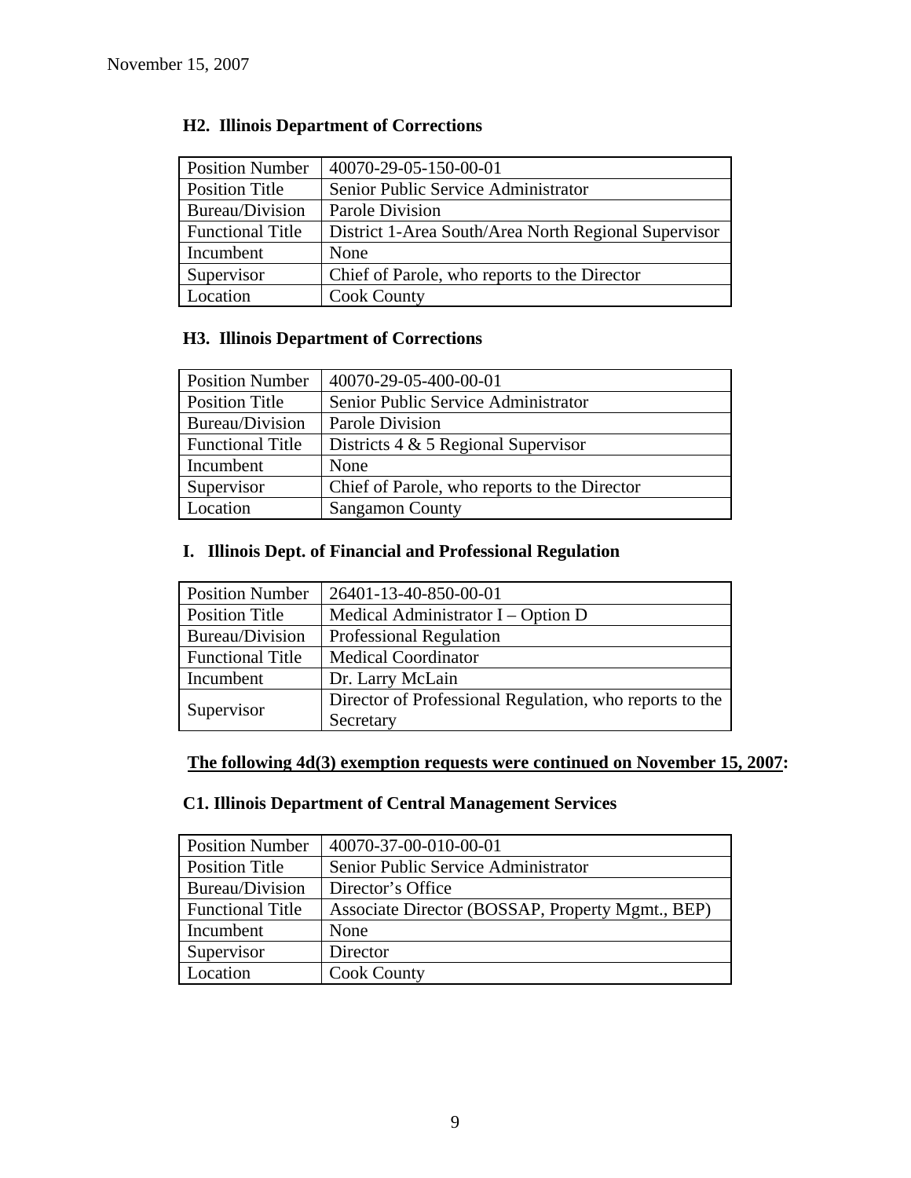November 15, 2007

### H2. Illinois Department of Corrections

| Position Number | 40070-29-05-150-00-01 |
|---|---|
| Position Title | Senior Public Service Administrator |
| Bureau/Division | Parole Division |
| Functional Title | District 1-Area South/Area North Regional Supervisor |
| Incumbent | None |
| Supervisor | Chief of Parole, who reports to the Director |
| Location | Cook County |

### H3. Illinois Department of Corrections

| Position Number | 40070-29-05-400-00-01 |
|---|---|
| Position Title | Senior Public Service Administrator |
| Bureau/Division | Parole Division |
| Functional Title | Districts 4 & 5 Regional Supervisor |
| Incumbent | None |
| Supervisor | Chief of Parole, who reports to the Director |
| Location | Sangamon County |

### I. Illinois Dept. of Financial and Professional Regulation

| Position Number | 26401-13-40-850-00-01 |
|---|---|
| Position Title | Medical Administrator I – Option D |
| Bureau/Division | Professional Regulation |
| Functional Title | Medical Coordinator |
| Incumbent | Dr. Larry McLain |
| Supervisor | Director of Professional Regulation, who reports to the Secretary |

**<u>The following 4d(3) exemption requests were continued on November 15, 2007</u>:**

### C1. Illinois Department of Central Management Services

| Position Number | 40070-37-00-010-00-01 |
|---|---|
| Position Title | Senior Public Service Administrator |
| Bureau/Division | Director's Office |
| Functional Title | Associate Director (BOSSAP, Property Mgmt., BEP) |
| Incumbent | None |
| Supervisor | Director |
| Location | Cook County |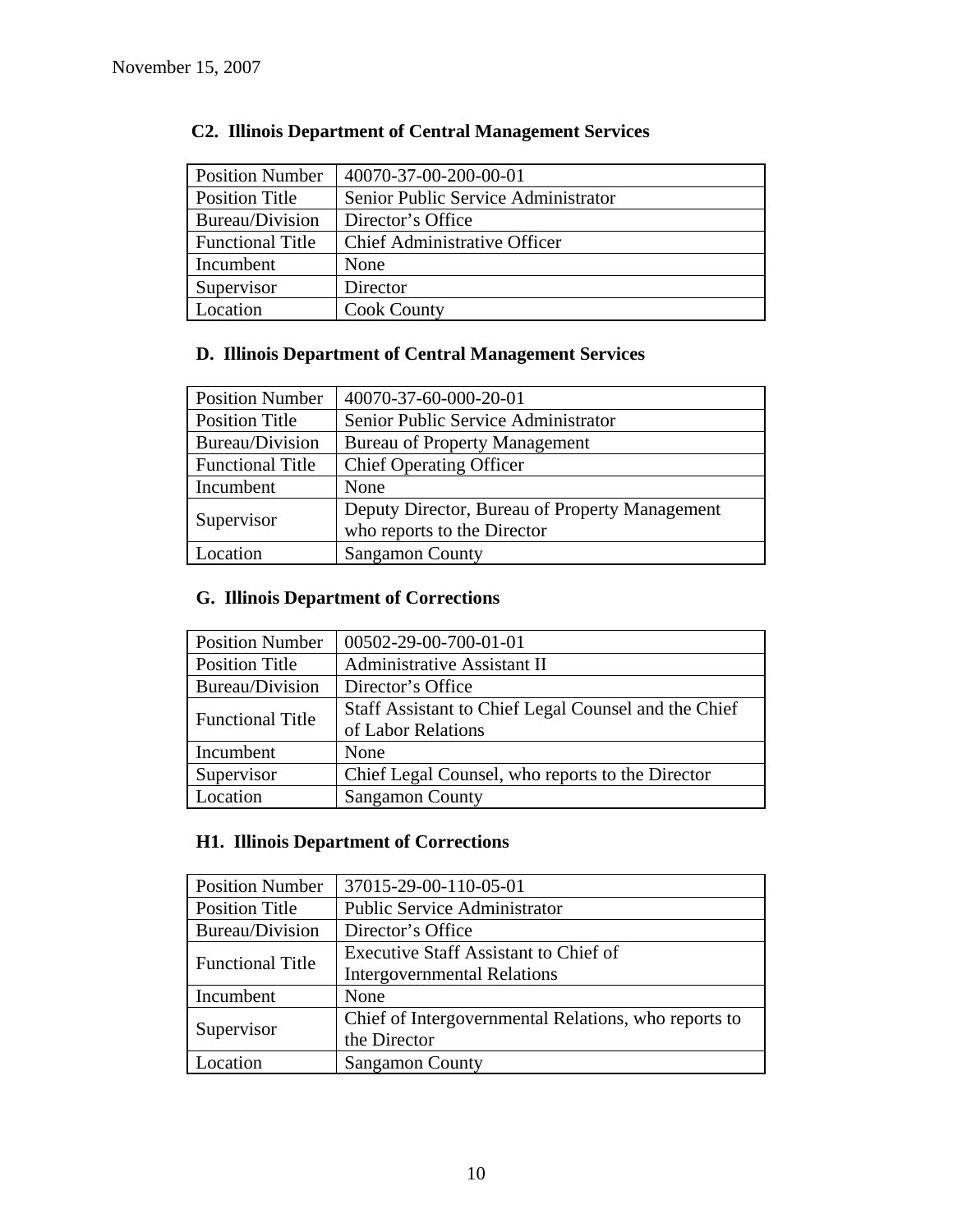November 15, 2007

### C2. Illinois Department of Central Management Services

| Position Number | 40070-37-00-200-00-01 |
|---|---|
| Position Title | Senior Public Service Administrator |
| Bureau/Division | Director's Office |
| Functional Title | Chief Administrative Officer |
| Incumbent | None |
| Supervisor | Director |
| Location | Cook County |

### D. Illinois Department of Central Management Services

| Position Number | 40070-37-60-000-20-01 |
|---|---|
| Position Title | Senior Public Service Administrator |
| Bureau/Division | Bureau of Property Management |
| Functional Title | Chief Operating Officer |
| Incumbent | None |
| Supervisor | Deputy Director, Bureau of Property Management who reports to the Director |
| Location | Sangamon County |

### G. Illinois Department of Corrections

| Position Number | 00502-29-00-700-01-01 |
|---|---|
| Position Title | Administrative Assistant II |
| Bureau/Division | Director's Office |
| Functional Title | Staff Assistant to Chief Legal Counsel and the Chief of Labor Relations |
| Incumbent | None |
| Supervisor | Chief Legal Counsel, who reports to the Director |
| Location | Sangamon County |

### H1. Illinois Department of Corrections

| Position Number | 37015-29-00-110-05-01 |
|---|---|
| Position Title | Public Service Administrator |
| Bureau/Division | Director's Office |
| Functional Title | Executive Staff Assistant to Chief of Intergovernmental Relations |
| Incumbent | None |
| Supervisor | Chief of Intergovernmental Relations, who reports to the Director |
| Location | Sangamon County |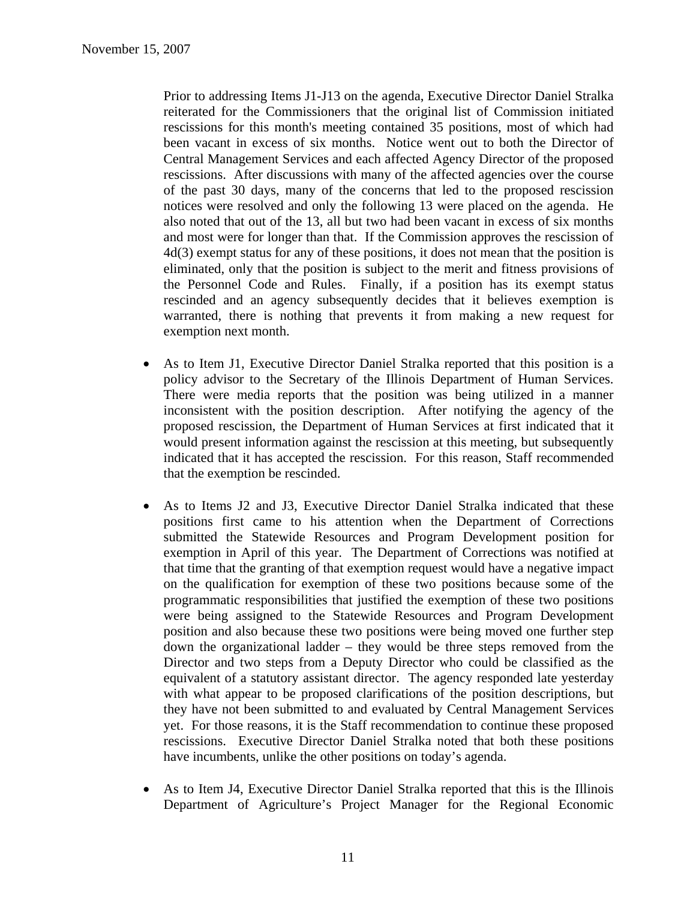Prior to addressing Items J1-J13 on the agenda, Executive Director Daniel Stralka reiterated for the Commissioners that the original list of Commission initiated rescissions for this month's meeting contained 35 positions, most of which had been vacant in excess of six months. Notice went out to both the Director of Central Management Services and each affected Agency Director of the proposed rescissions. After discussions with many of the affected agencies over the course of the past 30 days, many of the concerns that led to the proposed rescission notices were resolved and only the following 13 were placed on the agenda. He also noted that out of the 13, all but two had been vacant in excess of six months and most were for longer than that. If the Commission approves the rescission of 4d(3) exempt status for any of these positions, it does not mean that the position is eliminated, only that the position is subject to the merit and fitness provisions of the Personnel Code and Rules. Finally, if a position has its exempt status rescinded and an agency subsequently decides that it believes exemption is warranted, there is nothing that prevents it from making a new request for exemption next month.

- As to Item J1, Executive Director Daniel Stralka reported that this position is a policy advisor to the Secretary of the Illinois Department of Human Services. There were media reports that the position was being utilized in a manner inconsistent with the position description. After notifying the agency of the proposed rescission, the Department of Human Services at first indicated that it would present information against the rescission at this meeting, but subsequently indicated that it has accepted the rescission. For this reason, Staff recommended that the exemption be rescinded.

- As to Items J2 and J3, Executive Director Daniel Stralka indicated that these positions first came to his attention when the Department of Corrections submitted the Statewide Resources and Program Development position for exemption in April of this year. The Department of Corrections was notified at that time that the granting of that exemption request would have a negative impact on the qualification for exemption of these two positions because some of the programmatic responsibilities that justified the exemption of these two positions were being assigned to the Statewide Resources and Program Development position and also because these two positions were being moved one further step down the organizational ladder – they would be three steps removed from the Director and two steps from a Deputy Director who could be classified as the equivalent of a statutory assistant director. The agency responded late yesterday with what appear to be proposed clarifications of the position descriptions, but they have not been submitted to and evaluated by Central Management Services yet. For those reasons, it is the Staff recommendation to continue these proposed rescissions. Executive Director Daniel Stralka noted that both these positions have incumbents, unlike the other positions on today's agenda.

- As to Item J4, Executive Director Daniel Stralka reported that this is the Illinois Department of Agriculture's Project Manager for the Regional Economic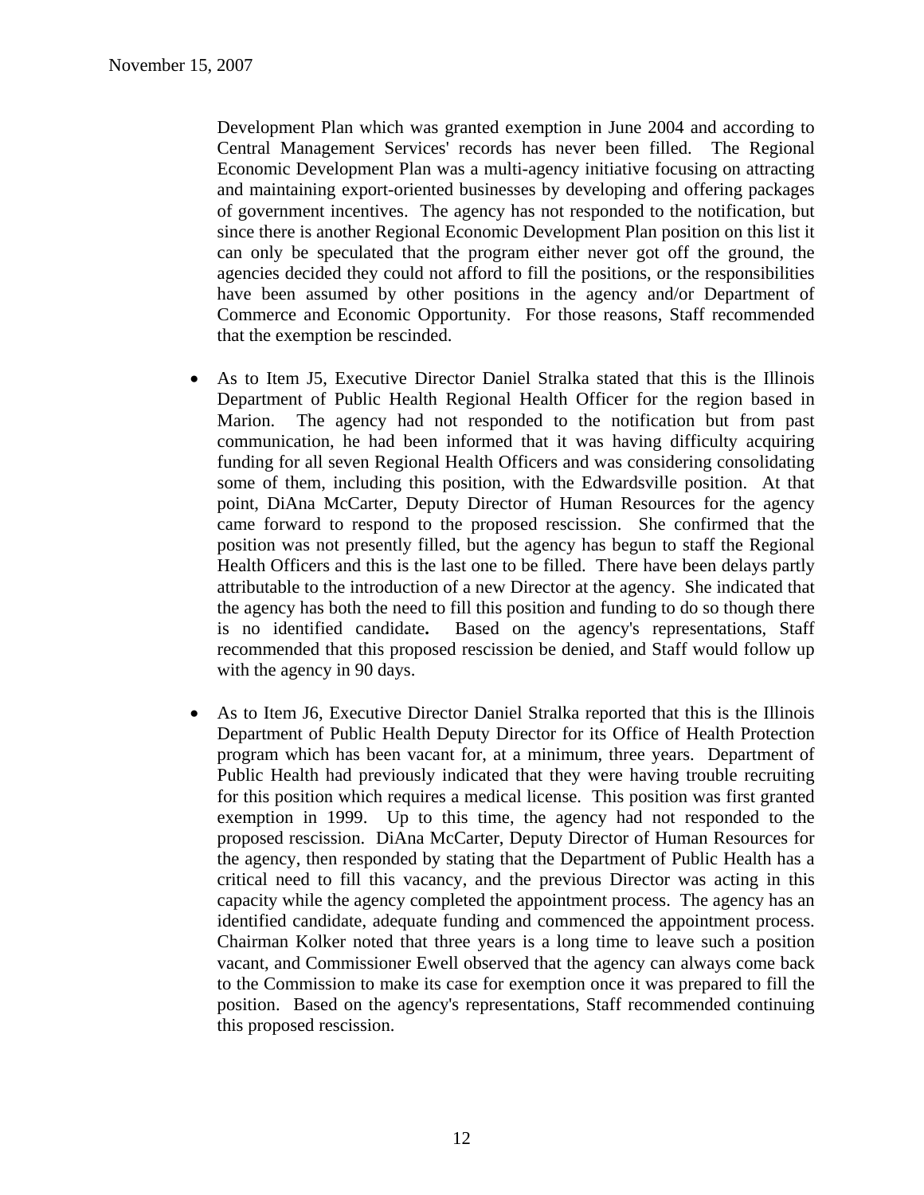Development Plan which was granted exemption in June 2004 and according to Central Management Services' records has never been filled. The Regional Economic Development Plan was a multi-agency initiative focusing on attracting and maintaining export-oriented businesses by developing and offering packages of government incentives. The agency has not responded to the notification, but since there is another Regional Economic Development Plan position on this list it can only be speculated that the program either never got off the ground, the agencies decided they could not afford to fill the positions, or the responsibilities have been assumed by other positions in the agency and/or Department of Commerce and Economic Opportunity. For those reasons, Staff recommended that the exemption be rescinded.

- As to Item J5, Executive Director Daniel Stralka stated that this is the Illinois Department of Public Health Regional Health Officer for the region based in Marion. The agency had not responded to the notification but from past communication, he had been informed that it was having difficulty acquiring funding for all seven Regional Health Officers and was considering consolidating some of them, including this position, with the Edwardsville position. At that point, DiAna McCarter, Deputy Director of Human Resources for the agency came forward to respond to the proposed rescission. She confirmed that the position was not presently filled, but the agency has begun to staff the Regional Health Officers and this is the last one to be filled. There have been delays partly attributable to the introduction of a new Director at the agency. She indicated that the agency has both the need to fill this position and funding to do so though there is no identified candidate**.** Based on the agency's representations, Staff recommended that this proposed rescission be denied, and Staff would follow up with the agency in 90 days.

- As to Item J6, Executive Director Daniel Stralka reported that this is the Illinois Department of Public Health Deputy Director for its Office of Health Protection program which has been vacant for, at a minimum, three years. Department of Public Health had previously indicated that they were having trouble recruiting for this position which requires a medical license. This position was first granted exemption in 1999. Up to this time, the agency had not responded to the proposed rescission. DiAna McCarter, Deputy Director of Human Resources for the agency, then responded by stating that the Department of Public Health has a critical need to fill this vacancy, and the previous Director was acting in this capacity while the agency completed the appointment process. The agency has an identified candidate, adequate funding and commenced the appointment process. Chairman Kolker noted that three years is a long time to leave such a position vacant, and Commissioner Ewell observed that the agency can always come back to the Commission to make its case for exemption once it was prepared to fill the position. Based on the agency's representations, Staff recommended continuing this proposed rescission.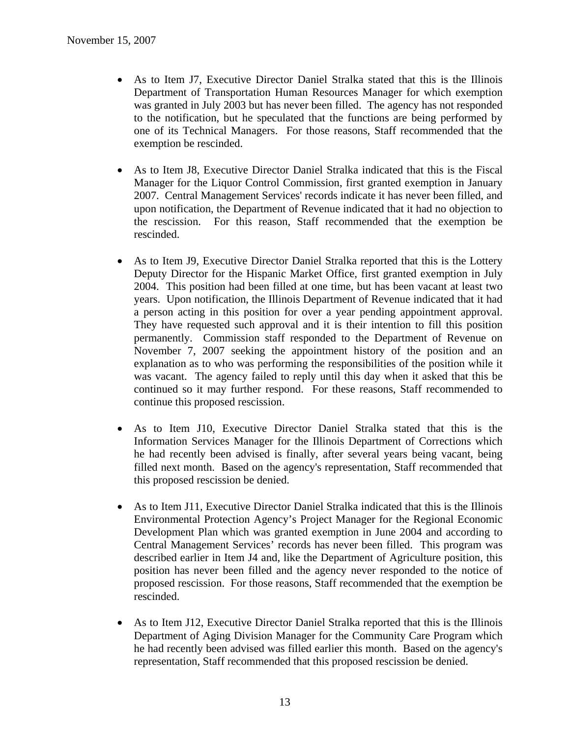- As to Item J7, Executive Director Daniel Stralka stated that this is the Illinois Department of Transportation Human Resources Manager for which exemption was granted in July 2003 but has never been filled. The agency has not responded to the notification, but he speculated that the functions are being performed by one of its Technical Managers. For those reasons, Staff recommended that the exemption be rescinded.

- As to Item J8, Executive Director Daniel Stralka indicated that this is the Fiscal Manager for the Liquor Control Commission, first granted exemption in January 2007. Central Management Services' records indicate it has never been filled, and upon notification, the Department of Revenue indicated that it had no objection to the rescission. For this reason, Staff recommended that the exemption be rescinded.

- As to Item J9, Executive Director Daniel Stralka reported that this is the Lottery Deputy Director for the Hispanic Market Office, first granted exemption in July 2004. This position had been filled at one time, but has been vacant at least two years. Upon notification, the Illinois Department of Revenue indicated that it had a person acting in this position for over a year pending appointment approval. They have requested such approval and it is their intention to fill this position permanently. Commission staff responded to the Department of Revenue on November 7, 2007 seeking the appointment history of the position and an explanation as to who was performing the responsibilities of the position while it was vacant. The agency failed to reply until this day when it asked that this be continued so it may further respond. For these reasons, Staff recommended to continue this proposed rescission.

- As to Item J10, Executive Director Daniel Stralka stated that this is the Information Services Manager for the Illinois Department of Corrections which he had recently been advised is finally, after several years being vacant, being filled next month. Based on the agency's representation, Staff recommended that this proposed rescission be denied.

- As to Item J11, Executive Director Daniel Stralka indicated that this is the Illinois Environmental Protection Agency's Project Manager for the Regional Economic Development Plan which was granted exemption in June 2004 and according to Central Management Services' records has never been filled. This program was described earlier in Item J4 and, like the Department of Agriculture position, this position has never been filled and the agency never responded to the notice of proposed rescission. For those reasons, Staff recommended that the exemption be rescinded.

- As to Item J12, Executive Director Daniel Stralka reported that this is the Illinois Department of Aging Division Manager for the Community Care Program which he had recently been advised was filled earlier this month. Based on the agency's representation, Staff recommended that this proposed rescission be denied.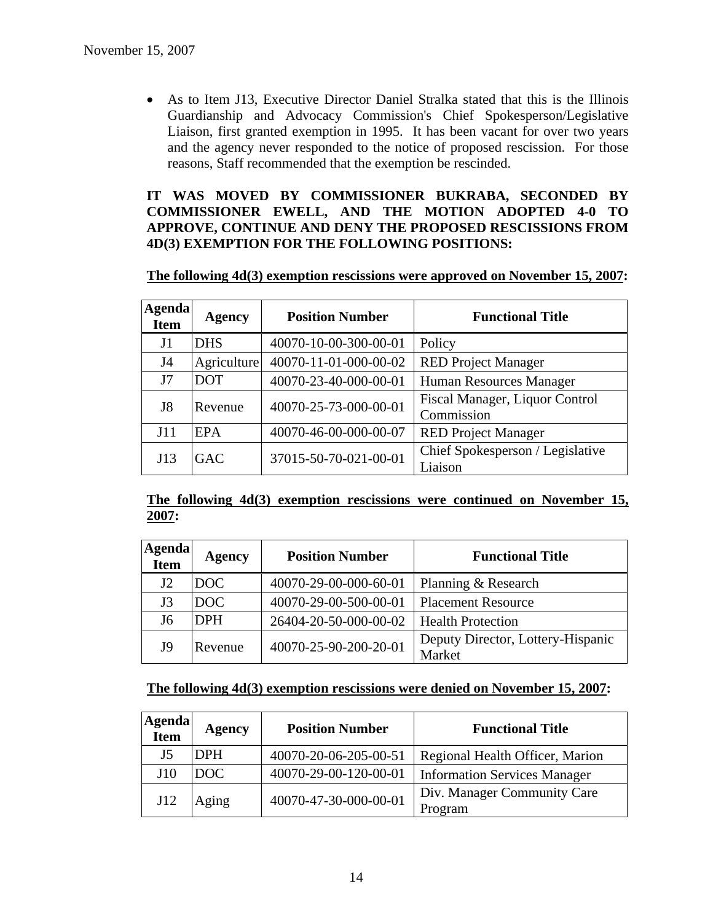November 15, 2007

- As to Item J13, Executive Director Daniel Stralka stated that this is the Illinois Guardianship and Advocacy Commission's Chief Spokesperson/Legislative Liaison, first granted exemption in 1995. It has been vacant for over two years and the agency never responded to the notice of proposed rescission. For those reasons, Staff recommended that the exemption be rescinded.

**IT WAS MOVED BY COMMISSIONER BUKRABA, SECONDED BY COMMISSIONER EWELL, AND THE MOTION ADOPTED 4-0 TO APPROVE, CONTINUE AND DENY THE PROPOSED RESCISSIONS FROM 4D(3) EXEMPTION FOR THE FOLLOWING POSITIONS:**

**The following 4d(3) exemption rescissions were approved on November 15, 2007:**

| Agenda Item | Agency | Position Number | Functional Title |
|---|---|---|---|
| J1 | DHS | 40070-10-00-300-00-01 | Policy |
| J4 | Agriculture | 40070-11-01-000-00-02 | RED Project Manager |
| J7 | DOT | 40070-23-40-000-00-01 | Human Resources Manager |
| J8 | Revenue | 40070-25-73-000-00-01 | Fiscal Manager, Liquor Control Commission |
| J11 | EPA | 40070-46-00-000-00-07 | RED Project Manager |
| J13 | GAC | 37015-50-70-021-00-01 | Chief Spokesperson / Legislative Liaison |

**The following 4d(3) exemption rescissions were continued on November 15, 2007:**

| Agenda Item | Agency | Position Number | Functional Title |
|---|---|---|---|
| J2 | DOC | 40070-29-00-000-60-01 | Planning & Research |
| J3 | DOC | 40070-29-00-500-00-01 | Placement Resource |
| J6 | DPH | 26404-20-50-000-00-02 | Health Protection |
| J9 | Revenue | 40070-25-90-200-20-01 | Deputy Director, Lottery-Hispanic Market |

**The following 4d(3) exemption rescissions were denied on November 15, 2007:**

| Agenda Item | Agency | Position Number | Functional Title |
|---|---|---|---|
| J5 | DPH | 40070-20-06-205-00-51 | Regional Health Officer, Marion |
| J10 | DOC | 40070-29-00-120-00-01 | Information Services Manager |
| J12 | Aging | 40070-47-30-000-00-01 | Div. Manager Community Care Program |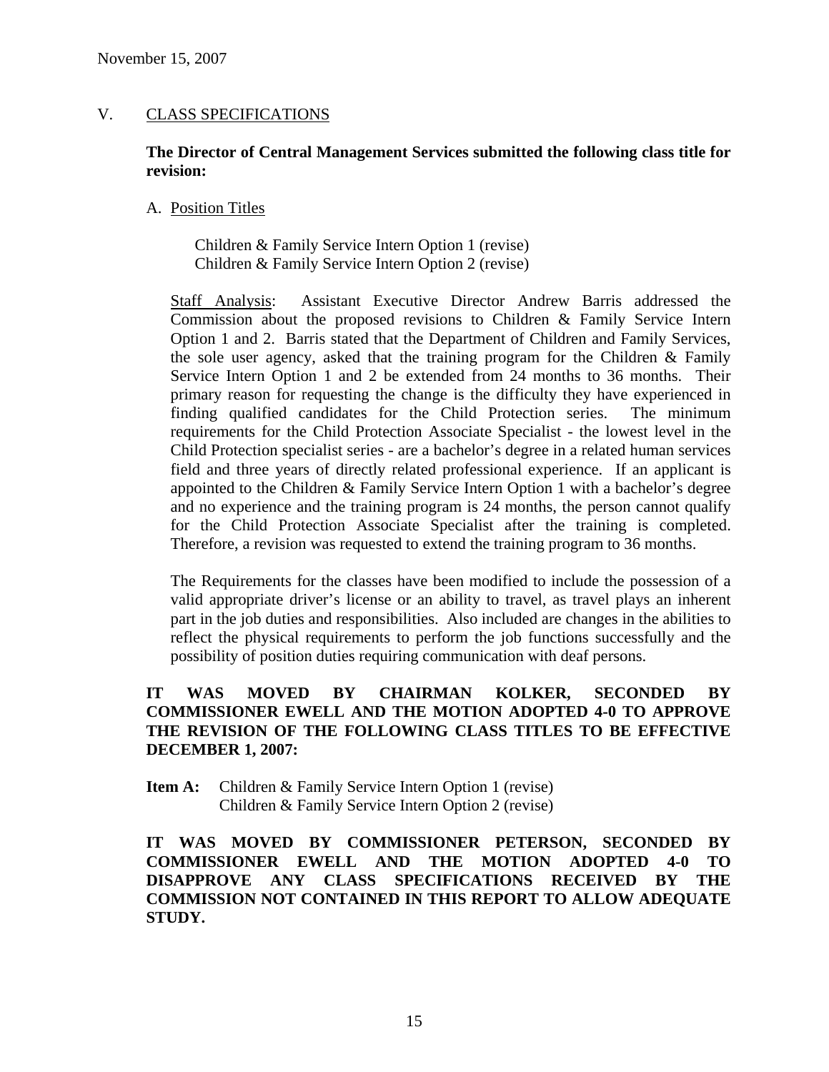## V. CLASS SPECIFICATIONS

**The Director of Central Management Services submitted the following class title for revision:**

A. Position Titles

Children & Family Service Intern Option 1 (revise)
Children & Family Service Intern Option 2 (revise)

Staff Analysis: Assistant Executive Director Andrew Barris addressed the Commission about the proposed revisions to Children & Family Service Intern Option 1 and 2. Barris stated that the Department of Children and Family Services, the sole user agency, asked that the training program for the Children & Family Service Intern Option 1 and 2 be extended from 24 months to 36 months. Their primary reason for requesting the change is the difficulty they have experienced in finding qualified candidates for the Child Protection series. The minimum requirements for the Child Protection Associate Specialist - the lowest level in the Child Protection specialist series - are a bachelor's degree in a related human services field and three years of directly related professional experience. If an applicant is appointed to the Children & Family Service Intern Option 1 with a bachelor's degree and no experience and the training program is 24 months, the person cannot qualify for the Child Protection Associate Specialist after the training is completed. Therefore, a revision was requested to extend the training program to 36 months.

The Requirements for the classes have been modified to include the possession of a valid appropriate driver's license or an ability to travel, as travel plays an inherent part in the job duties and responsibilities. Also included are changes in the abilities to reflect the physical requirements to perform the job functions successfully and the possibility of position duties requiring communication with deaf persons.

**IT WAS MOVED BY CHAIRMAN KOLKER, SECONDED BY COMMISSIONER EWELL AND THE MOTION ADOPTED 4-0 TO APPROVE THE REVISION OF THE FOLLOWING CLASS TITLES TO BE EFFECTIVE DECEMBER 1, 2007:**

**Item A:** Children & Family Service Intern Option 1 (revise)
Children & Family Service Intern Option 2 (revise)

**IT WAS MOVED BY COMMISSIONER PETERSON, SECONDED BY COMMISSIONER EWELL AND THE MOTION ADOPTED 4-0 TO DISAPPROVE ANY CLASS SPECIFICATIONS RECEIVED BY THE COMMISSION NOT CONTAINED IN THIS REPORT TO ALLOW ADEQUATE STUDY.**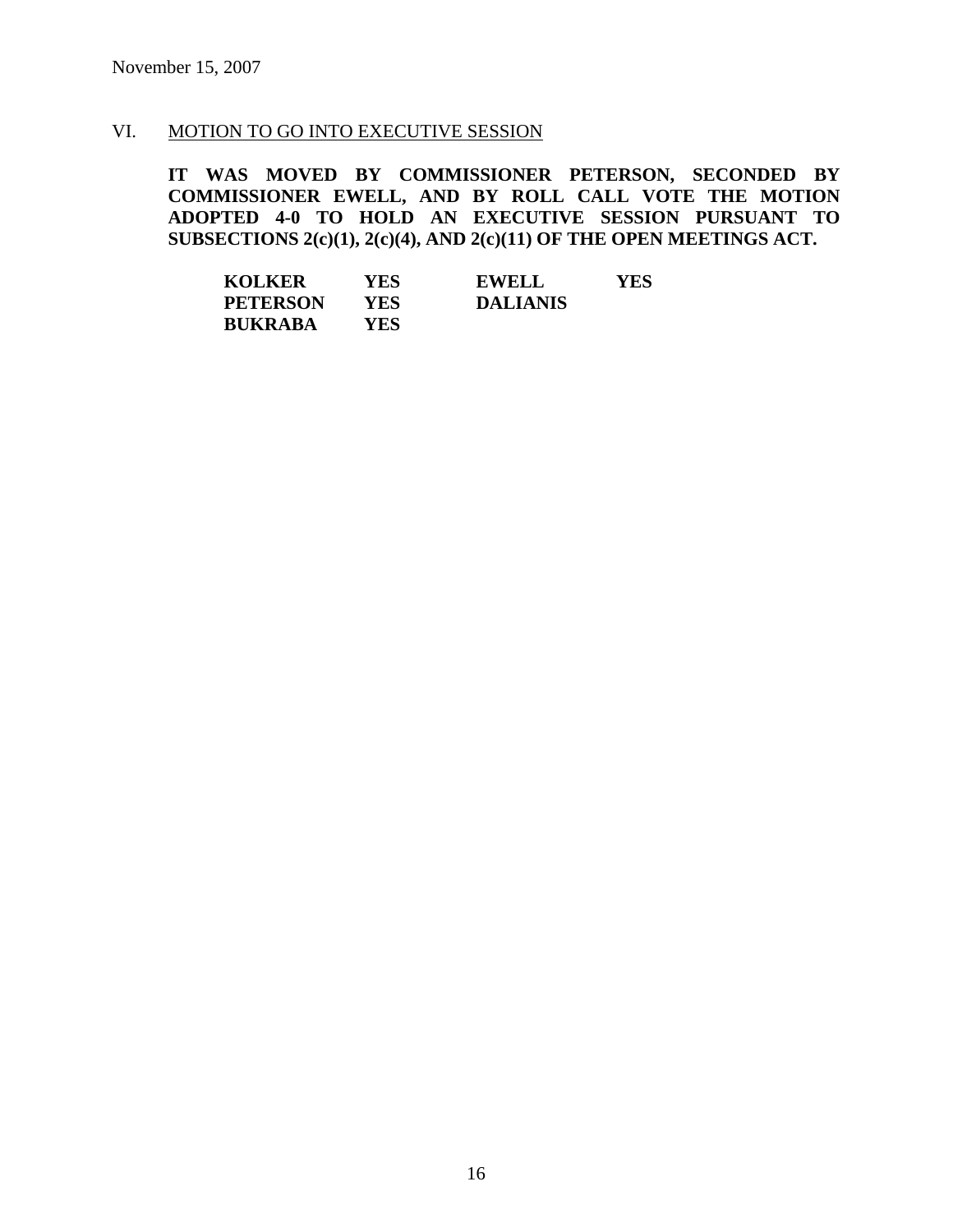November 15, 2007

VI. MOTION TO GO INTO EXECUTIVE SESSION

**IT WAS MOVED BY COMMISSIONER PETERSON, SECONDED BY COMMISSIONER EWELL, AND BY ROLL CALL VOTE THE MOTION ADOPTED 4-0 TO HOLD AN EXECUTIVE SESSION PURSUANT TO SUBSECTIONS 2(c)(1), 2(c)(4), AND 2(c)(11) OF THE OPEN MEETINGS ACT.**

| | | | |
|---|---|---|---|
| **KOLKER** | **YES** | **EWELL** | **YES** |
| **PETERSON** | **YES** | **DALIANIS** | |
| **BUKRABA** | **YES** | | |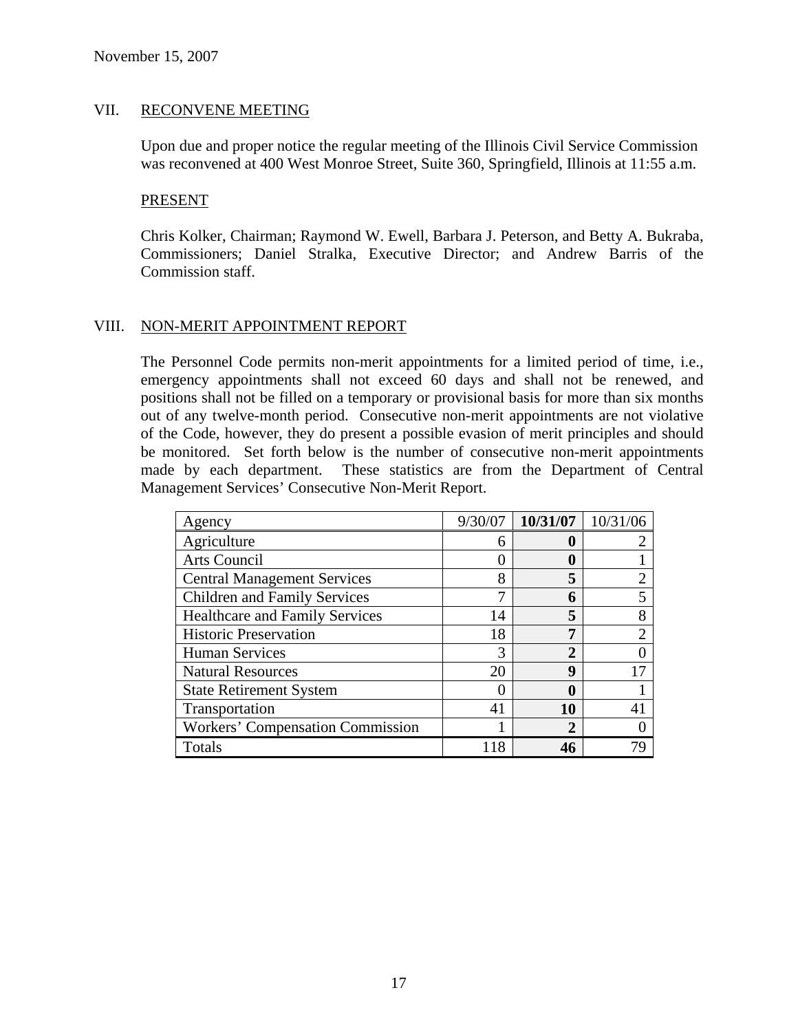November 15, 2007

## VII. RECONVENE MEETING

Upon due and proper notice the regular meeting of the Illinois Civil Service Commission was reconvened at 400 West Monroe Street, Suite 360, Springfield, Illinois at 11:55 a.m.

PRESENT

Chris Kolker, Chairman; Raymond W. Ewell, Barbara J. Peterson, and Betty A. Bukraba, Commissioners; Daniel Stralka, Executive Director; and Andrew Barris of the Commission staff.

## VIII. NON-MERIT APPOINTMENT REPORT

The Personnel Code permits non-merit appointments for a limited period of time, i.e., emergency appointments shall not exceed 60 days and shall not be renewed, and positions shall not be filled on a temporary or provisional basis for more than six months out of any twelve-month period. Consecutive non-merit appointments are not violative of the Code, however, they do present a possible evasion of merit principles and should be monitored. Set forth below is the number of consecutive non-merit appointments made by each department. These statistics are from the Department of Central Management Services' Consecutive Non-Merit Report.

| Agency | 9/30/07 | **10/31/07** | 10/31/06 |
|---|---|---|---|
| Agriculture | 6 | **0** | 2 |
| Arts Council | 0 | **0** | 1 |
| Central Management Services | 8 | **5** | 2 |
| Children and Family Services | 7 | **6** | 5 |
| Healthcare and Family Services | 14 | **5** | 8 |
| Historic Preservation | 18 | **7** | 2 |
| Human Services | 3 | **2** | 0 |
| Natural Resources | 20 | **9** | 17 |
| State Retirement System | 0 | **0** | 1 |
| Transportation | 41 | **10** | 41 |
| Workers' Compensation Commission | 1 | **2** | 0 |
| Totals | 118 | **46** | 79 |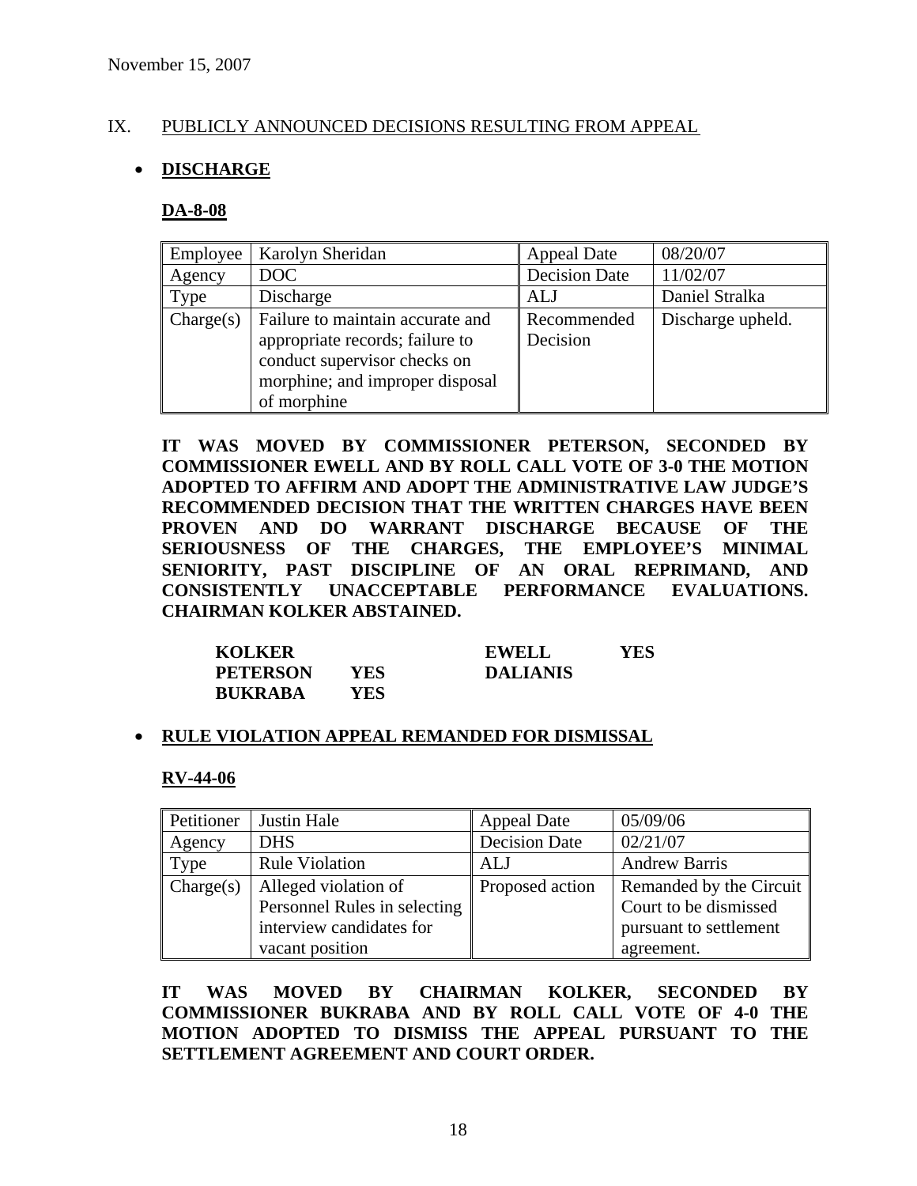November 15, 2007

## IX. PUBLICLY ANNOUNCED DECISIONS RESULTING FROM APPEAL

- **DISCHARGE**

**DA-8-08**

| Employee | Karolyn Sheridan | Appeal Date | 08/20/07 |
|---|---|---|---|
| Agency | DOC | Decision Date | 11/02/07 |
| Type | Discharge | ALJ | Daniel Stralka |
| Charge(s) | Failure to maintain accurate and appropriate records; failure to conduct supervisor checks on morphine; and improper disposal of morphine | Recommended Decision | Discharge upheld. |

**IT WAS MOVED BY COMMISSIONER PETERSON, SECONDED BY COMMISSIONER EWELL AND BY ROLL CALL VOTE OF 3-0 THE MOTION ADOPTED TO AFFIRM AND ADOPT THE ADMINISTRATIVE LAW JUDGE'S RECOMMENDED DECISION THAT THE WRITTEN CHARGES HAVE BEEN PROVEN AND DO WARRANT DISCHARGE BECAUSE OF THE SERIOUSNESS OF THE CHARGES, THE EMPLOYEE'S MINIMAL SENIORITY, PAST DISCIPLINE OF AN ORAL REPRIMAND, AND CONSISTENTLY UNACCEPTABLE PERFORMANCE EVALUATIONS. CHAIRMAN KOLKER ABSTAINED.**

| | | | |
|---|---|---|---|
| **KOLKER** | | **EWELL** | **YES** |
| **PETERSON** | **YES** | **DALIANIS** | |
| **BUKRABA** | **YES** | | |

- **RULE VIOLATION APPEAL REMANDED FOR DISMISSAL**

**RV-44-06**

| Petitioner | Justin Hale | Appeal Date | 05/09/06 |
|---|---|---|---|
| Agency | DHS | Decision Date | 02/21/07 |
| Type | Rule Violation | ALJ | Andrew Barris |
| Charge(s) | Alleged violation of Personnel Rules in selecting interview candidates for vacant position | Proposed action | Remanded by the Circuit Court to be dismissed pursuant to settlement agreement. |

**IT WAS MOVED BY CHAIRMAN KOLKER, SECONDED BY COMMISSIONER BUKRABA AND BY ROLL CALL VOTE OF 4-0 THE MOTION ADOPTED TO DISMISS THE APPEAL PURSUANT TO THE SETTLEMENT AGREEMENT AND COURT ORDER.**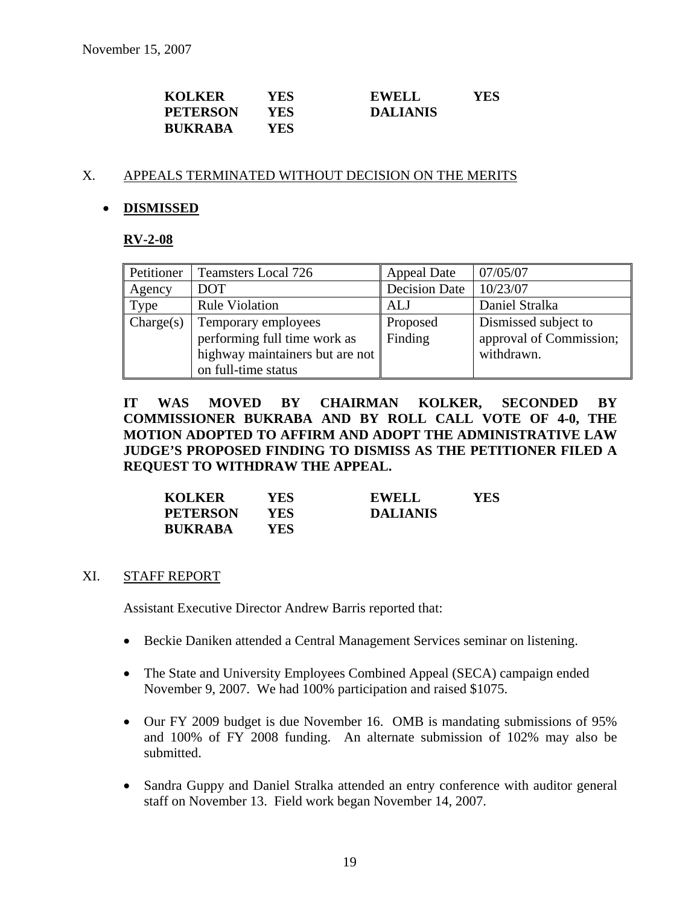| KOLKER | YES | EWELL | YES |
|---|---|---|---|
| PETERSON | YES | DALIANIS | |
| BUKRABA | YES | | |

X. APPEALS TERMINATED WITHOUT DECISION ON THE MERITS

- **DISMISSED**

**RV-2-08**

| Petitioner | Teamsters Local 726 | Appeal Date | 07/05/07 |
|---|---|---|---|
| Agency | DOT | Decision Date | 10/23/07 |
| Type | Rule Violation | ALJ | Daniel Stralka |
| Charge(s) | Temporary employees performing full time work as highway maintainers but are not on full-time status | Proposed Finding | Dismissed subject to approval of Commission; withdrawn. |

**IT WAS MOVED BY CHAIRMAN KOLKER, SECONDED BY COMMISSIONER BUKRABA AND BY ROLL CALL VOTE OF 4-0, THE MOTION ADOPTED TO AFFIRM AND ADOPT THE ADMINISTRATIVE LAW JUDGE'S PROPOSED FINDING TO DISMISS AS THE PETITIONER FILED A REQUEST TO WITHDRAW THE APPEAL.**

| KOLKER | YES | EWELL | YES |
|---|---|---|---|
| PETERSON | YES | DALIANIS | |
| BUKRABA | YES | | |

XI. STAFF REPORT

Assistant Executive Director Andrew Barris reported that:

- Beckie Daniken attended a Central Management Services seminar on listening.
- The State and University Employees Combined Appeal (SECA) campaign ended November 9, 2007. We had 100% participation and raised $1075.
- Our FY 2009 budget is due November 16. OMB is mandating submissions of 95% and 100% of FY 2008 funding. An alternate submission of 102% may also be submitted.
- Sandra Guppy and Daniel Stralka attended an entry conference with auditor general staff on November 13. Field work began November 14, 2007.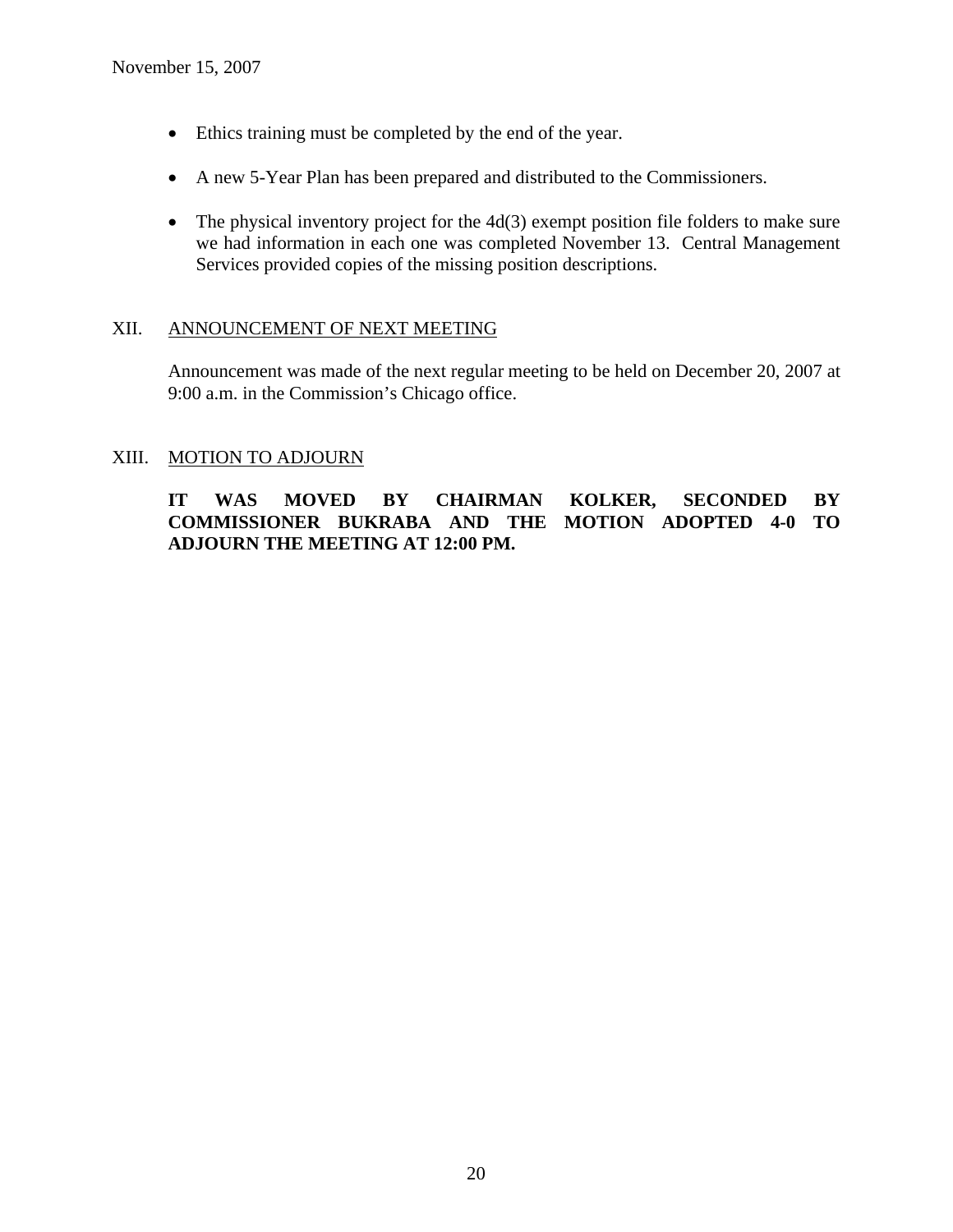- Ethics training must be completed by the end of the year.
- A new 5-Year Plan has been prepared and distributed to the Commissioners.
- The physical inventory project for the 4d(3) exempt position file folders to make sure we had information in each one was completed November 13. Central Management Services provided copies of the missing position descriptions.

## XII. ANNOUNCEMENT OF NEXT MEETING

Announcement was made of the next regular meeting to be held on December 20, 2007 at 9:00 a.m. in the Commission's Chicago office.

## XIII. MOTION TO ADJOURN

**IT WAS MOVED BY CHAIRMAN KOLKER, SECONDED BY COMMISSIONER BUKRABA AND THE MOTION ADOPTED 4-0 TO ADJOURN THE MEETING AT 12:00 PM.**